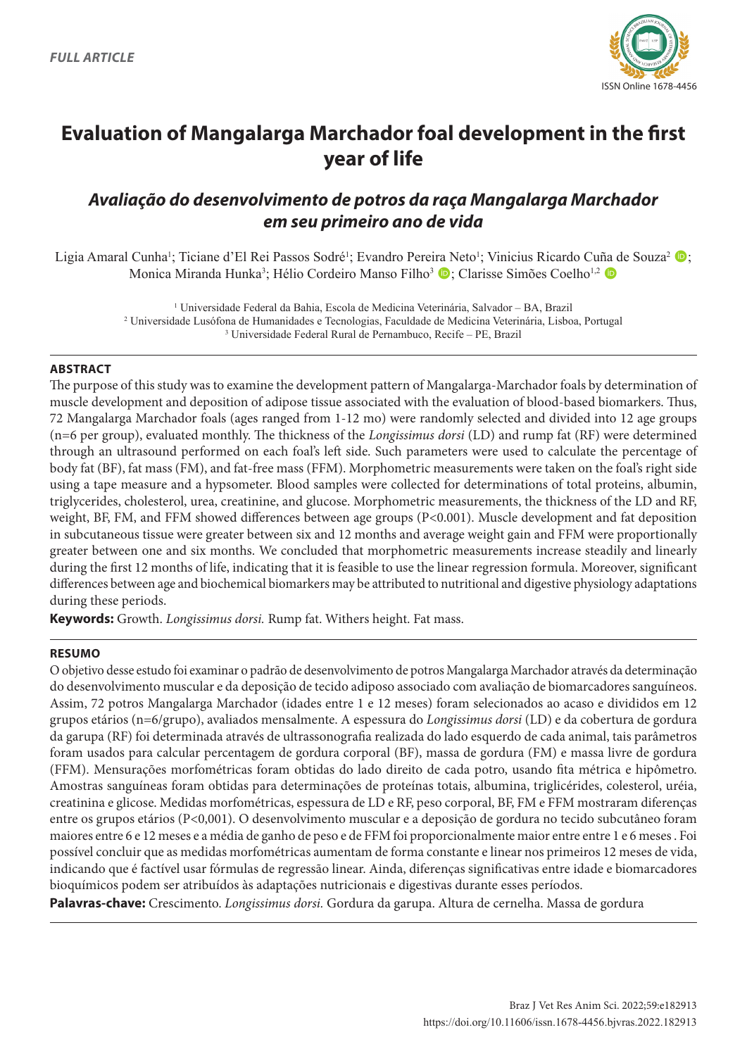FULL ARTICLE

ISSN Online 1678-4456

# Evaluation of Mangalarga Marchador foal development in the first year of life

## *Avaliação do desenvolvimento de potros da raça Mangalarga Marchador em seu primeiro ano de vida*

Ligia Amaral Cunha[1]; Ticiane d'El Rei Passos Sodré[1]; Evandro Pereira Neto[1]; Vinicius Ricardo Cuña de Souza[2]; Monica Miranda Hunka[3]; Hélio Cordeiro Manso Filho[3]; Clarisse Simões Coelho[1,2]

[1] Universidade Federal da Bahia, Escola de Medicina Veterinária, Salvador – BA, Brazil
[2] Universidade Lusófona de Humanidades e Tecnologias, Faculdade de Medicina Veterinária, Lisboa, Portugal
[3] Universidade Federal Rural de Pernambuco, Recife – PE, Brazil

### ABSTRACT

The purpose of this study was to examine the development pattern of Mangalarga-Marchador foals by determination of muscle development and deposition of adipose tissue associated with the evaluation of blood-based biomarkers. Thus, 72 Mangalarga Marchador foals (ages ranged from 1-12 mo) were randomly selected and divided into 12 age groups (n=6 per group), evaluated monthly. The thickness of the *Longissimus dorsi* (LD) and rump fat (RF) were determined through an ultrasound performed on each foal's left side. Such parameters were used to calculate the percentage of body fat (BF), fat mass (FM), and fat-free mass (FFM). Morphometric measurements were taken on the foal's right side using a tape measure and a hypsometer. Blood samples were collected for determinations of total proteins, albumin, triglycerides, cholesterol, urea, creatinine, and glucose. Morphometric measurements, the thickness of the LD and RF, weight, BF, FM, and FFM showed differences between age groups (P<0.001). Muscle development and fat deposition in subcutaneous tissue were greater between six and 12 months and average weight gain and FFM were proportionally greater between one and six months. We concluded that morphometric measurements increase steadily and linearly during the first 12 months of life, indicating that it is feasible to use the linear regression formula. Moreover, significant differences between age and biochemical biomarkers may be attributed to nutritional and digestive physiology adaptations during these periods.

**Keywords:** Growth. *Longissimus dorsi.* Rump fat. Withers height. Fat mass.

### RESUMO

O objetivo desse estudo foi examinar o padrão de desenvolvimento de potros Mangalarga Marchador através da determinação do desenvolvimento muscular e da deposição de tecido adiposo associado com avaliação de biomarcadores sanguíneos. Assim, 72 potros Mangalarga Marchador (idades entre 1 e 12 meses) foram selecionados ao acaso e divididos em 12 grupos etários (n=6/grupo), avaliados mensalmente. A espessura do *Longissimus dorsi* (LD) e da cobertura de gordura da garupa (RF) foi determinada através de ultrassonografia realizada do lado esquerdo de cada animal, tais parâmetros foram usados para calcular percentagem de gordura corporal (BF), massa de gordura (FM) e massa livre de gordura (FFM). Mensurações morfométricas foram obtidas do lado direito de cada potro, usando fita métrica e hipômetro. Amostras sanguíneas foram obtidas para determinações de proteínas totais, albumina, triglicérides, colesterol, uréia, creatinina e glicose. Medidas morfométricas, espessura de LD e RF, peso corporal, BF, FM e FFM mostraram diferenças entre os grupos etários (P<0,001). O desenvolvimento muscular e a deposição de gordura no tecido subcutâneo foram maiores entre 6 e 12 meses e a média de ganho de peso e de FFM foi proporcionalmente maior entre entre 1 e 6 meses . Foi possível concluir que as medidas morfométricas aumentam de forma constante e linear nos primeiros 12 meses de vida, indicando que é factível usar fórmulas de regressão linear. Ainda, diferenças significativas entre idade e biomarcadores bioquímicos podem ser atribuídos às adaptações nutricionais e digestivas durante esses períodos.

**Palavras-chave:** Crescimento. *Longissimus dorsi.* Gordura da garupa. Altura de cernelha. Massa de gordura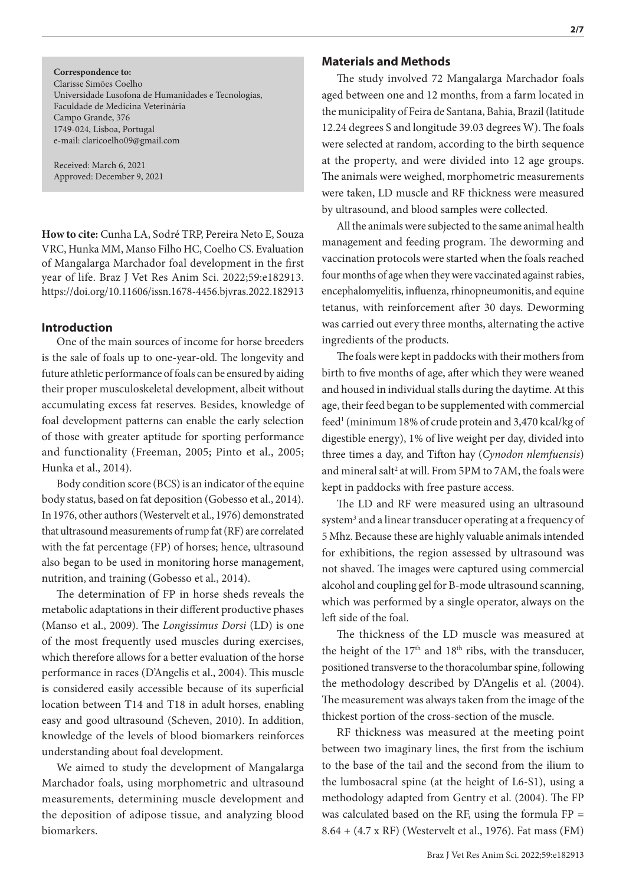**Correspondence to:**
Clarisse Simões Coelho
Universidade Lusofona de Humanidades e Tecnologias, Faculdade de Medicina Veterinária
Campo Grande, 376
1749-024, Lisboa, Portugal
e-mail: claricoelho09@gmail.com

Received: March 6, 2021
Approved: December 9, 2021

**How to cite:** Cunha LA, Sodré TRP, Pereira Neto E, Souza VRC, Hunka MM, Manso Filho HC, Coelho CS. Evaluation of Mangalarga Marchador foal development in the first year of life. Braz J Vet Res Anim Sci. 2022;59:e182913. https://doi.org/10.11606/issn.1678-4456.bjvras.2022.182913

## Introduction

One of the main sources of income for horse breeders is the sale of foals up to one-year-old. The longevity and future athletic performance of foals can be ensured by aiding their proper musculoskeletal development, albeit without accumulating excess fat reserves. Besides, knowledge of foal development patterns can enable the early selection of those with greater aptitude for sporting performance and functionality (Freeman, 2005; Pinto et al., 2005; Hunka et al., 2014).

Body condition score (BCS) is an indicator of the equine body status, based on fat deposition (Gobesso et al., 2014). In 1976, other authors (Westervelt et al., 1976) demonstrated that ultrasound measurements of rump fat (RF) are correlated with the fat percentage (FP) of horses; hence, ultrasound also began to be used in monitoring horse management, nutrition, and training (Gobesso et al., 2014).

The determination of FP in horse sheds reveals the metabolic adaptations in their different productive phases (Manso et al., 2009). The *Longissimus Dorsi* (LD) is one of the most frequently used muscles during exercises, which therefore allows for a better evaluation of the horse performance in races (D'Angelis et al., 2004). This muscle is considered easily accessible because of its superficial location between T14 and T18 in adult horses, enabling easy and good ultrasound (Scheven, 2010). In addition, knowledge of the levels of blood biomarkers reinforces understanding about foal development.

We aimed to study the development of Mangalarga Marchador foals, using morphometric and ultrasound measurements, determining muscle development and the deposition of adipose tissue, and analyzing blood biomarkers.

## Materials and Methods

The study involved 72 Mangalarga Marchador foals aged between one and 12 months, from a farm located in the municipality of Feira de Santana, Bahia, Brazil (latitude 12.24 degrees S and longitude 39.03 degrees W). The foals were selected at random, according to the birth sequence at the property, and were divided into 12 age groups. The animals were weighed, morphometric measurements were taken, LD muscle and RF thickness were measured by ultrasound, and blood samples were collected.

All the animals were subjected to the same animal health management and feeding program. The deworming and vaccination protocols were started when the foals reached four months of age when they were vaccinated against rabies, encephalomyelitis, influenza, rhinopneumonitis, and equine tetanus, with reinforcement after 30 days. Deworming was carried out every three months, alternating the active ingredients of the products.

The foals were kept in paddocks with their mothers from birth to five months of age, after which they were weaned and housed in individual stalls during the daytime. At this age, their feed began to be supplemented with commercial feed[1] (minimum 18% of crude protein and 3,470 kcal/kg of digestible energy), 1% of live weight per day, divided into three times a day, and Tifton hay (*Cynodon nlemfuensis*) and mineral salt[2] at will. From 5PM to 7AM, the foals were kept in paddocks with free pasture access.

The LD and RF were measured using an ultrasound system[3] and a linear transducer operating at a frequency of 5 Mhz. Because these are highly valuable animals intended for exhibitions, the region assessed by ultrasound was not shaved. The images were captured using commercial alcohol and coupling gel for B-mode ultrasound scanning, which was performed by a single operator, always on the left side of the foal.

The thickness of the LD muscle was measured at the height of the $17^{th}$ and $18^{th}$ ribs, with the transducer, positioned transverse to the thoracolumbar spine, following the methodology described by D'Angelis et al. (2004). The measurement was always taken from the image of the thickest portion of the cross-section of the muscle.

RF thickness was measured at the meeting point between two imaginary lines, the first from the ischium to the base of the tail and the second from the ilium to the lumbosacral spine (at the height of L6-S1), using a methodology adapted from Gentry et al. (2004). The FP was calculated based on the RF, using the formula $FP = 8.64 + (4.7 \times RF)$ (Westervelt et al., 1976). Fat mass (FM)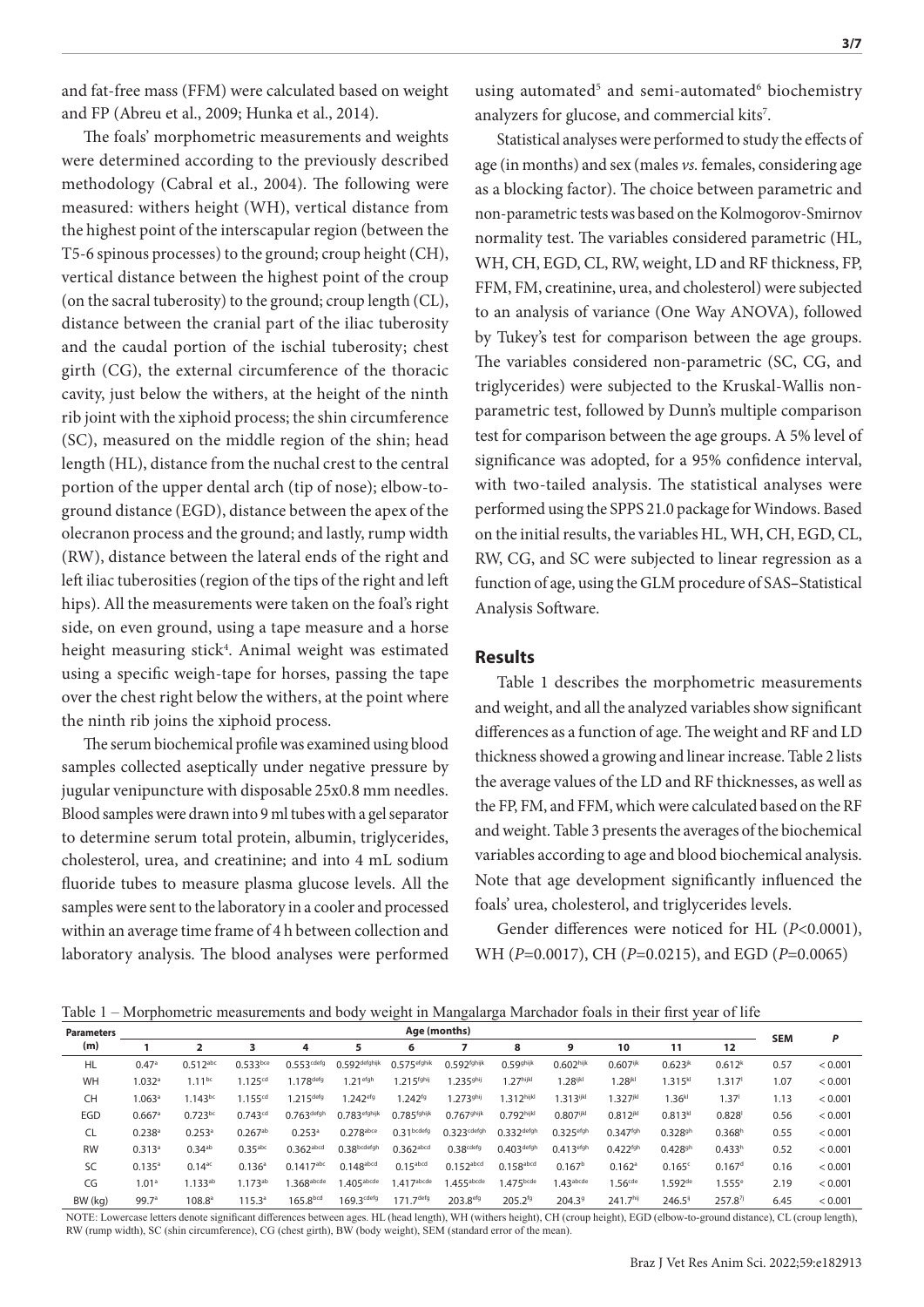and fat-free mass (FFM) were calculated based on weight and FP (Abreu et al., 2009; Hunka et al., 2014).

The foals' morphometric measurements and weights were determined according to the previously described methodology (Cabral et al., 2004). The following were measured: withers height (WH), vertical distance from the highest point of the interscapular region (between the T5-6 spinous processes) to the ground; croup height (CH), vertical distance between the highest point of the croup (on the sacral tuberosity) to the ground; croup length (CL), distance between the cranial part of the iliac tuberosity and the caudal portion of the ischial tuberosity; chest girth (CG), the external circumference of the thoracic cavity, just below the withers, at the height of the ninth rib joint with the xiphoid process; the shin circumference (SC), measured on the middle region of the shin; head length (HL), distance from the nuchal crest to the central portion of the upper dental arch (tip of nose); elbow-to-ground distance (EGD), distance between the apex of the olecranon process and the ground; and lastly, rump width (RW), distance between the lateral ends of the right and left iliac tuberosities (region of the tips of the right and left hips). All the measurements were taken on the foal's right side, on even ground, using a tape measure and a horse height measuring stick[4]. Animal weight was estimated using a specific weigh-tape for horses, passing the tape over the chest right below the withers, at the point where the ninth rib joins the xiphoid process.

The serum biochemical profile was examined using blood samples collected aseptically under negative pressure by jugular venipuncture with disposable 25x0.8 mm needles. Blood samples were drawn into 9 ml tubes with a gel separator to determine serum total protein, albumin, triglycerides, cholesterol, urea, and creatinine; and into 4 mL sodium fluoride tubes to measure plasma glucose levels. All the samples were sent to the laboratory in a cooler and processed within an average time frame of 4 h between collection and laboratory analysis. The blood analyses were performed using automated[5] and semi-automated[6] biochemistry analyzers for glucose, and commercial kits[7].

Statistical analyses were performed to study the effects of age (in months) and sex (males *vs.* females, considering age as a blocking factor). The choice between parametric and non-parametric tests was based on the Kolmogorov-Smirnov normality test. The variables considered parametric (HL, WH, CH, EGD, CL, RW, weight, LD and RF thickness, FP, FFM, FM, creatinine, urea, and cholesterol) were subjected to an analysis of variance (One Way ANOVA), followed by Tukey's test for comparison between the age groups. The variables considered non-parametric (SC, CG, and triglycerides) were subjected to the Kruskal-Wallis non-parametric test, followed by Dunn's multiple comparison test for comparison between the age groups. A 5% level of significance was adopted, for a 95% confidence interval, with two-tailed analysis. The statistical analyses were performed using the SPPS 21.0 package for Windows. Based on the initial results, the variables HL, WH, CH, EGD, CL, RW, CG, and SC were subjected to linear regression as a function of age, using the GLM procedure of SAS–Statistical Analysis Software.

## Results

Table 1 describes the morphometric measurements and weight, and all the analyzed variables show significant differences as a function of age. The weight and RF and LD thickness showed a growing and linear increase. Table 2 lists the average values of the LD and RF thicknesses, as well as the FP, FM, and FFM, which were calculated based on the RF and weight. Table 3 presents the averages of the biochemical variables according to age and blood biochemical analysis. Note that age development significantly influenced the foals' urea, cholesterol, and triglycerides levels.

Gender differences were noticed for HL ($P$<0.0001), WH ($P$=0.0017), CH ($P$=0.0215), and EGD ($P$=0.0065)

Table 1 – Morphometric measurements and body weight in Mangalarga Marchador foals in their first year of life

| Parameters (m) | Age (months) | | | | | | | | | | | | SEM | P |
|---|---|---|---|---|---|---|---|---|---|---|---|---|---|---|
| | 1 | 2 | 3 | 4 | 5 | 6 | 7 | 8 | 9 | 10 | 11 | 12 | | |
| HL | 0.47[a] | 0.512[abc] | 0.533[bce] | 0.553[cdefg] | 0.592[defghijk] | 0.575[efghik] | 0.592[fghijk] | 0.59[ghijk] | 0.602[hijk] | 0.607[ijk] | 0.623[jk] | 0.612[k] | 0.57 | < 0.001 |
| WH | 1.032[a] | 1.11[bc] | 1.125[cd] | 1.178[defg] | 1.21[efgh] | 1.215[fghij] | 1.235[ghij] | 1.27[hijkl] | 1.28[ijkl] | 1.28[jkl] | 1.315[kl] | 1.317[l] | 1.07 | < 0.001 |
| CH | 1.063[a] | 1.143[bc] | 1.155[cd] | 1.215[defg] | 1.242[efg] | 1.242[fg] | 1.273[ghij] | 1.312[hijkl] | 1.313[ijkl] | 1.327[jkl] | 1.36[kl] | 1.37[l] | 1.13 | < 0.001 |
| EGD | 0.667[a] | 0.723[bc] | 0.743[cd] | 0.763[defgh] | 0.783[efghijk] | 0.785[fghijk] | 0.767[ghijk] | 0.792[hijkl] | 0.807[ijkl] | 0.812[jkl] | 0.813[kl] | 0.828[l] | 0.56 | < 0.001 |
| CL | 0.238[a] | 0.253[a] | 0.267[ab] | 0.253[a] | 0.278[abce] | 0.31[bcdefg] | 0.323[cdefgh] | 0.332[defgh] | 0.325[efgh] | 0.347[fgh] | 0.328[gh] | 0.368[h] | 0.55 | < 0.001 |
| RW | 0.313[a] | 0.34[ab] | 0.35[abc] | 0.362[abcd] | 0.38[bcdefgh] | 0.362[abcd] | 0.38[cdefg] | 0.403[defgh] | 0.413[efgh] | 0.422[fgh] | 0.428[gh] | 0.433[h] | 0.52 | < 0.001 |
| SC | 0.135[a] | 0.14[ac] | 0.136[a] | 0.1417[abc] | 0.148[abcd] | 0.15[abcd] | 0.152[abcd] | 0.158[abcd] | 0.167[b] | 0.162[a] | 0.165[c] | 0.167[d] | 0.16 | < 0.001 |
| CG | 1.01[a] | 1.133[ab] | 1.173[ab] | 1.368[abcde] | 1.405[abcde] | 1.417[abcde] | 1.455[abcde] | 1.475[bcde] | 1.43[abcde] | 1.56[cde] | 1.592[de] | 1.555[e] | 2.19 | < 0.001 |
| BW (kg) | 99.7[a] | 108.8[a] | 115.3[a] | 165.8[bcd] | 169.3[cdefg] | 171.7[defg] | 203.8[efg] | 205.2[fg] | 204.3[g] | 241.7[hij] | 246.5[ij] | 257.8[j] | 6.45 | < 0.001 |

NOTE: Lowercase letters denote significant differences between ages. HL (head length), WH (withers height), CH (croup height), EGD (elbow-to-ground distance), CL (croup length), RW (rump width), SC (shin circumference), CG (chest girth), BW (body weight), SEM (standard error of the mean).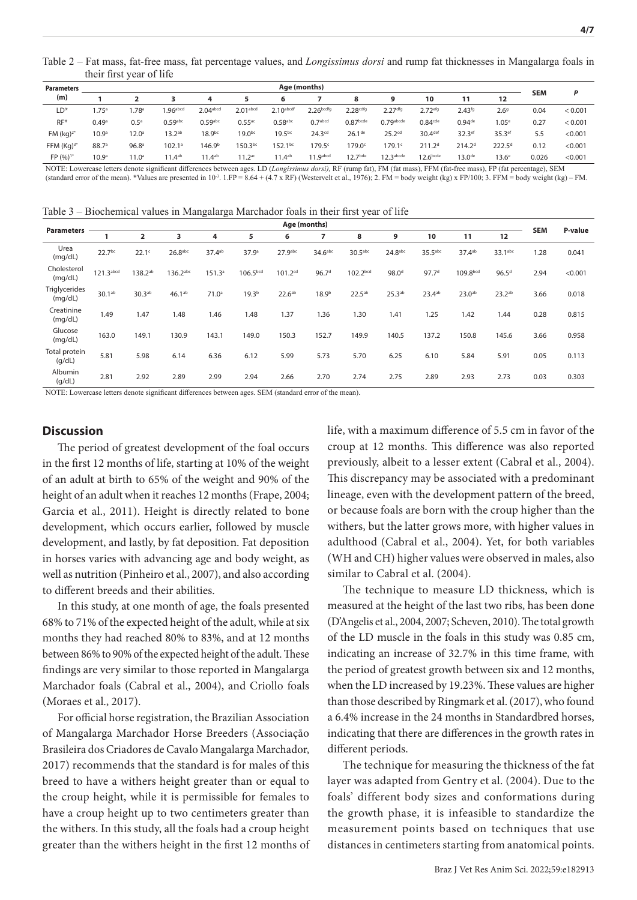Table 2 – Fat mass, fat-free mass, fat percentage values, and *Longissimus dorsi* and rump fat thicknesses in Mangalarga foals in their first year of life

| Parameters (m) | Age (months) | | | | | | | | | | | | SEM | P |
|---|---|---|---|---|---|---|---|---|---|---|---|---|---|---|
| | 1 | 2 | 3 | 4 | 5 | 6 | 7 | 8 | 9 | 10 | 11 | 12 | | |
| LD* | 1.75[a] | 1.78[a] | 1.96[abcd] | 2.04[abcd] | 2.01[abcd] | 2.10[abcdf] | 2.26[bcdfg] | 2.28[cdfg] | 2.27[dfg] | 2.72[efg] | 2.43[fg] | 2.6[g] | 0.04 | < 0.001 |
| RF* | 0.49[a] | 0.5[a] | 0.59[abc] | 0.59[abc] | 0.55[ac] | 0.58[abc] | 0.7[abcd] | 0.87[bcde] | 0.79[abcde] | 0.84[cde] | 0.94[de] | 1.05[e] | 0.27 | < 0.001 |
| FM (kg)[2*] | 10.9[a] | 12.0[a] | 13.2[ab] | 18.9[bc] | 19.0[bc] | 19.5[bc] | 24.3[cd] | 26.1[de] | 25.2[cd] | 30.4[def] | 32.3[ef] | 35.3[ef] | 5.5 | <0.001 |
| FFM (Kg)[3*] | 88.7[a] | 96.8[a] | 102.1[a] | 146.9[b] | 150.3[bc] | 152.1[bc] | 179.5[c] | 179.0[c] | 179.1[c] | 211.2[d] | 214.2[d] | 222.5[d] | 0.12 | <0.001 |
| FP (%)[1*] | 10.9[a] | 11.0[a] | 11.4[ab] | 11.4[ab] | 11.2[ac] | 11.4[ab] | 11.9[abcd] | 12.7[bde] | 12.3[abcde] | 12.6[bcde] | 13.0[de] | 13.6[e] | 0.026 | <0.001 |

NOTE: Lowercase letters denote significant differences between ages. LD (*Longissimus dorsi),* RF (rump fat), FM (fat mass), FFM (fat-free mass), FP (fat percentage), SEM (standard error of the mean). *Values are presented in $10^{-3}$. 1.FP = 8.64 + (4.7 x RF) (Westervelt et al., 1976); 2. FM = body weight (kg) x FP/100; 3. FFM = body weight (kg) – FM.

Table 3 – Biochemical values in Mangalarga Marchador foals in their first year of life

| Parameters | Age (months) | | | | | | | | | | | | SEM | P-value |
|---|---|---|---|---|---|---|---|---|---|---|---|---|---|---|
| | 1 | 2 | 3 | 4 | 5 | 6 | 7 | 8 | 9 | 10 | 11 | 12 | | |
| Urea (mg/dL) | 22.7[bc] | 22.1[c] | 26.8[abc] | 37.4[ab] | 37.9[a] | 27.9[abc] | 34.6[abc] | 30.5[abc] | 24.8[abc] | 35.5[abc] | 37.4[ab] | 33.1[abc] | 1.28 | 0.041 |
| Cholesterol (mg/dL) | 121.3[abcd] | 138.2[ab] | 136.2[abc] | 151.3[a] | 106.5[bcd] | 101.2[cd] | 96.7[d] | 102.2[bcd] | 98.0[d] | 97.7[d] | 109.8[bcd] | 96.5[d] | 2.94 | <0.001 |
| Triglycerides (mg/dL) | 30.1[ab] | 30.3[ab] | 46.1[ab] | 71.0[a] | 19.3[b] | 22.6[ab] | 18.9[b] | 22.5[ab] | 25.3[ab] | 23.4[ab] | 23.0[ab] | 23.2[ab] | 3.66 | 0.018 |
| Creatinine (mg/dL) | 1.49 | 1.47 | 1.48 | 1.46 | 1.48 | 1.37 | 1.36 | 1.30 | 1.41 | 1.25 | 1.42 | 1.44 | 0.28 | 0.815 |
| Glucose (mg/dL) | 163.0 | 149.1 | 130.9 | 143.1 | 149.0 | 150.3 | 152.7 | 149.9 | 140.5 | 137.2 | 150.8 | 145.6 | 3.66 | 0.958 |
| Total protein (g/dL) | 5.81 | 5.98 | 6.14 | 6.36 | 6.12 | 5.99 | 5.73 | 5.70 | 6.25 | 6.10 | 5.84 | 5.91 | 0.05 | 0.113 |
| Albumin (g/dL) | 2.81 | 2.92 | 2.89 | 2.99 | 2.94 | 2.66 | 2.70 | 2.74 | 2.75 | 2.89 | 2.93 | 2.73 | 0.03 | 0.303 |

NOTE: Lowercase letters denote significant differences between ages. SEM (standard error of the mean).

## Discussion

The period of greatest development of the foal occurs in the first 12 months of life, starting at 10% of the weight of an adult at birth to 65% of the weight and 90% of the height of an adult when it reaches 12 months (Frape, 2004; Garcia et al., 2011). Height is directly related to bone development, which occurs earlier, followed by muscle development, and lastly, by fat deposition. Fat deposition in horses varies with advancing age and body weight, as well as nutrition (Pinheiro et al., 2007), and also according to different breeds and their abilities.

In this study, at one month of age, the foals presented 68% to 71% of the expected height of the adult, while at six months they had reached 80% to 83%, and at 12 months between 86% to 90% of the expected height of the adult. These findings are very similar to those reported in Mangalarga Marchador foals (Cabral et al., 2004), and Criollo foals (Moraes et al., 2017).

For official horse registration, the Brazilian Association of Mangalarga Marchador Horse Breeders (Associação Brasileira dos Criadores de Cavalo Mangalarga Marchador, 2017) recommends that the standard is for males of this breed to have a withers height greater than or equal to the croup height, while it is permissible for females to have a croup height up to two centimeters greater than the withers. In this study, all the foals had a croup height greater than the withers height in the first 12 months of life, with a maximum difference of 5.5 cm in favor of the croup at 12 months. This difference was also reported previously, albeit to a lesser extent (Cabral et al., 2004). This discrepancy may be associated with a predominant lineage, even with the development pattern of the breed, or because foals are born with the croup higher than the withers, but the latter grows more, with higher values in adulthood (Cabral et al., 2004). Yet, for both variables (WH and CH) higher values were observed in males, also similar to Cabral et al. (2004).

The technique to measure LD thickness, which is measured at the height of the last two ribs, has been done (D'Angelis et al., 2004, 2007; Scheven, 2010). The total growth of the LD muscle in the foals in this study was 0.85 cm, indicating an increase of 32.7% in this time frame, with the period of greatest growth between six and 12 months, when the LD increased by 19.23%. These values are higher than those described by Ringmark et al. (2017), who found a 6.4% increase in the 24 months in Standardbred horses, indicating that there are differences in the growth rates in different periods.

The technique for measuring the thickness of the fat layer was adapted from Gentry et al. (2004). Due to the foals' different body sizes and conformations during the growth phase, it is infeasible to standardize the measurement points based on techniques that use distances in centimeters starting from anatomical points.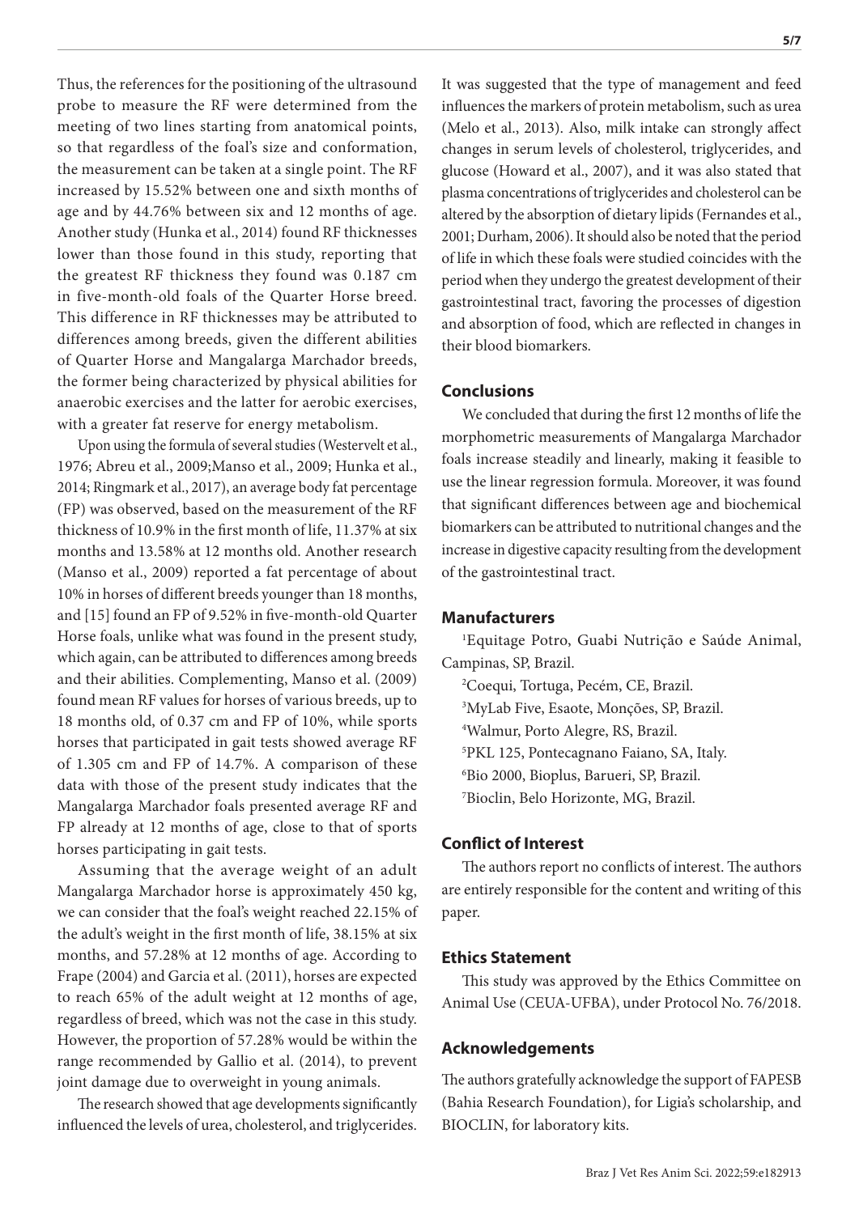Thus, the references for the positioning of the ultrasound probe to measure the RF were determined from the meeting of two lines starting from anatomical points, so that regardless of the foal's size and conformation, the measurement can be taken at a single point. The RF increased by 15.52% between one and sixth months of age and by 44.76% between six and 12 months of age. Another study (Hunka et al., 2014) found RF thicknesses lower than those found in this study, reporting that the greatest RF thickness they found was 0.187 cm in five-month-old foals of the Quarter Horse breed. This difference in RF thicknesses may be attributed to differences among breeds, given the different abilities of Quarter Horse and Mangalarga Marchador breeds, the former being characterized by physical abilities for anaerobic exercises and the latter for aerobic exercises, with a greater fat reserve for energy metabolism.

Upon using the formula of several studies (Westervelt et al., 1976; Abreu et al., 2009;Manso et al., 2009; Hunka et al., 2014; Ringmark et al., 2017), an average body fat percentage (FP) was observed, based on the measurement of the RF thickness of 10.9% in the first month of life, 11.37% at six months and 13.58% at 12 months old. Another research (Manso et al., 2009) reported a fat percentage of about 10% in horses of different breeds younger than 18 months, and [15] found an FP of 9.52% in five-month-old Quarter Horse foals, unlike what was found in the present study, which again, can be attributed to differences among breeds and their abilities. Complementing, Manso et al. (2009) found mean RF values for horses of various breeds, up to 18 months old, of 0.37 cm and FP of 10%, while sports horses that participated in gait tests showed average RF of 1.305 cm and FP of 14.7%. A comparison of these data with those of the present study indicates that the Mangalarga Marchador foals presented average RF and FP already at 12 months of age, close to that of sports horses participating in gait tests.

Assuming that the average weight of an adult Mangalarga Marchador horse is approximately 450 kg, we can consider that the foal's weight reached 22.15% of the adult's weight in the first month of life, 38.15% at six months, and 57.28% at 12 months of age. According to Frape (2004) and Garcia et al. (2011), horses are expected to reach 65% of the adult weight at 12 months of age, regardless of breed, which was not the case in this study. However, the proportion of 57.28% would be within the range recommended by Gallio et al. (2014), to prevent joint damage due to overweight in young animals.

The research showed that age developments significantly influenced the levels of urea, cholesterol, and triglycerides. It was suggested that the type of management and feed influences the markers of protein metabolism, such as urea (Melo et al., 2013). Also, milk intake can strongly affect changes in serum levels of cholesterol, triglycerides, and glucose (Howard et al., 2007), and it was also stated that plasma concentrations of triglycerides and cholesterol can be altered by the absorption of dietary lipids (Fernandes et al., 2001; Durham, 2006). It should also be noted that the period of life in which these foals were studied coincides with the period when they undergo the greatest development of their gastrointestinal tract, favoring the processes of digestion and absorption of food, which are reflected in changes in their blood biomarkers.

## Conclusions

We concluded that during the first 12 months of life the morphometric measurements of Mangalarga Marchador foals increase steadily and linearly, making it feasible to use the linear regression formula. Moreover, it was found that significant differences between age and biochemical biomarkers can be attributed to nutritional changes and the increase in digestive capacity resulting from the development of the gastrointestinal tract.

## Manufacturers

[1]Equitage Potro, Guabi Nutrição e Saúde Animal, Campinas, SP, Brazil.

[2]Coequi, Tortuga, Pecém, CE, Brazil.

[3]MyLab Five, Esaote, Monções, SP, Brazil.

[4]Walmur, Porto Alegre, RS, Brazil.

[5]PKL 125, Pontecagnano Faiano, SA, Italy.

[6]Bio 2000, Bioplus, Barueri, SP, Brazil.

[7]Bioclin, Belo Horizonte, MG, Brazil.

## Conflict of Interest

The authors report no conflicts of interest. The authors are entirely responsible for the content and writing of this paper.

## Ethics Statement

This study was approved by the Ethics Committee on Animal Use (CEUA-UFBA), under Protocol No. 76/2018.

## Acknowledgements

The authors gratefully acknowledge the support of FAPESB (Bahia Research Foundation), for Ligia's scholarship, and BIOCLIN, for laboratory kits.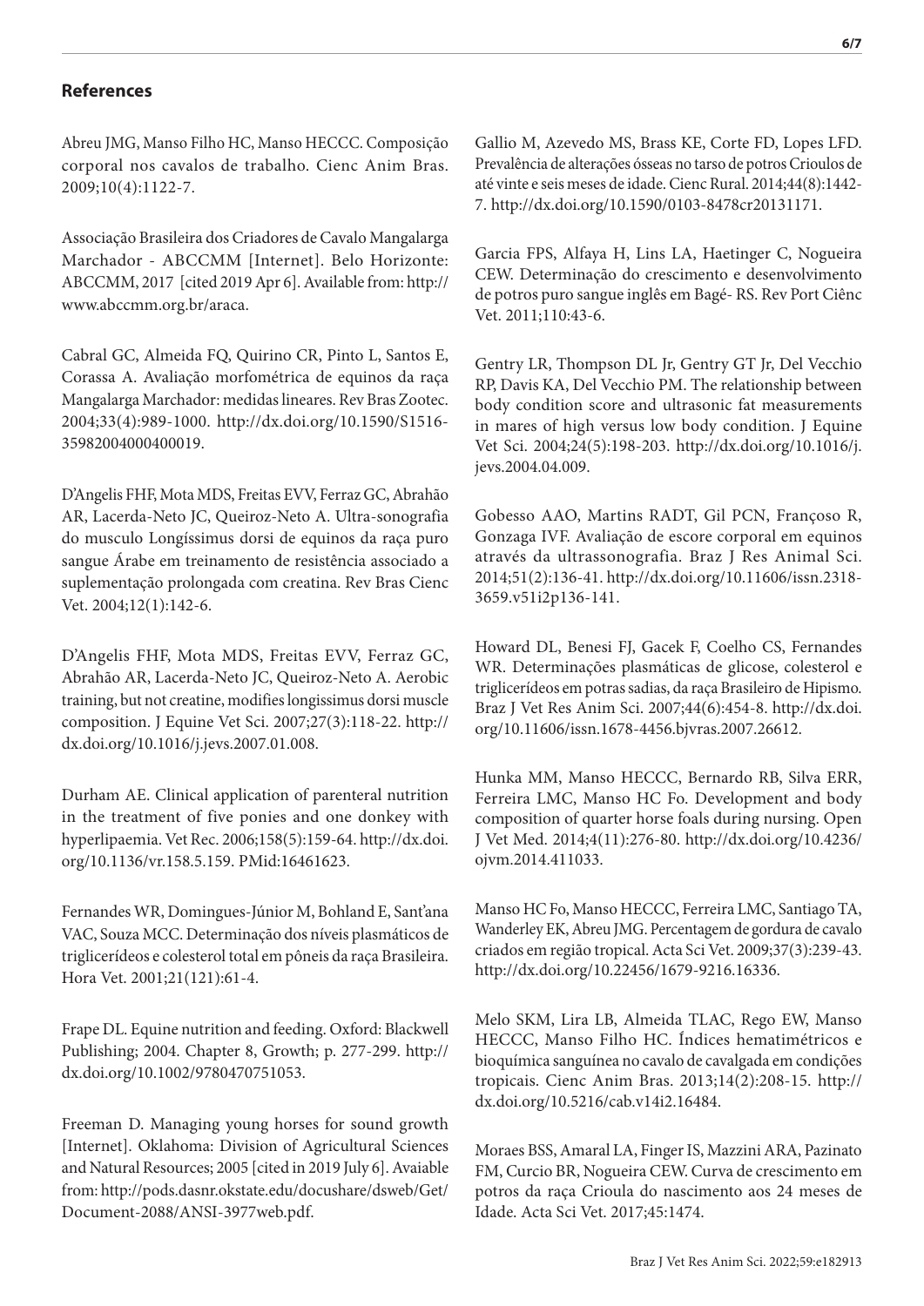## References

Abreu JMG, Manso Filho HC, Manso HECCC. Composição corporal nos cavalos de trabalho. Cienc Anim Bras. 2009;10(4):1122-7.

Associação Brasileira dos Criadores de Cavalo Mangalarga Marchador - ABCCMM [Internet]. Belo Horizonte: ABCCMM, 2017 [cited 2019 Apr 6]. Available from: http://www.abccmm.org.br/araca.

Cabral GC, Almeida FQ, Quirino CR, Pinto L, Santos E, Corassa A. Avaliação morfométrica de equinos da raça Mangalarga Marchador: medidas lineares. Rev Bras Zootec. 2004;33(4):989-1000. http://dx.doi.org/10.1590/S1516-35982004000400019.

D'Angelis FHF, Mota MDS, Freitas EVV, Ferraz GC, Abrahão AR, Lacerda-Neto JC, Queiroz-Neto A. Ultra-sonografia do musculo Longíssimus dorsi de equinos da raça puro sangue Árabe em treinamento de resistência associado a suplementação prolongada com creatina. Rev Bras Cienc Vet. 2004;12(1):142-6.

D'Angelis FHF, Mota MDS, Freitas EVV, Ferraz GC, Abrahão AR, Lacerda-Neto JC, Queiroz-Neto A. Aerobic training, but not creatine, modifies longissimus dorsi muscle composition. J Equine Vet Sci. 2007;27(3):118-22. http://dx.doi.org/10.1016/j.jevs.2007.01.008.

Durham AE. Clinical application of parenteral nutrition in the treatment of five ponies and one donkey with hyperlipaemia. Vet Rec. 2006;158(5):159-64. http://dx.doi.org/10.1136/vr.158.5.159. PMid:16461623.

Fernandes WR, Domingues-Júnior M, Bohland E, Sant'ana VAC, Souza MCC. Determinação dos níveis plasmáticos de triglicerídeos e colesterol total em pôneis da raça Brasileira. Hora Vet. 2001;21(121):61-4.

Frape DL. Equine nutrition and feeding. Oxford: Blackwell Publishing; 2004. Chapter 8, Growth; p. 277-299. http://dx.doi.org/10.1002/9780470751053.

Freeman D. Managing young horses for sound growth [Internet]. Oklahoma: Division of Agricultural Sciences and Natural Resources; 2005 [cited in 2019 July 6]. Avaiable from: http://pods.dasnr.okstate.edu/docushare/dsweb/Get/Document-2088/ANSI-3977web.pdf.

Gallio M, Azevedo MS, Brass KE, Corte FD, Lopes LFD. Prevalência de alterações ósseas no tarso de potros Crioulos de até vinte e seis meses de idade. Cienc Rural. 2014;44(8):1442-7. http://dx.doi.org/10.1590/0103-8478cr20131171.

Garcia FPS, Alfaya H, Lins LA, Haetinger C, Nogueira CEW. Determinação do crescimento e desenvolvimento de potros puro sangue inglês em Bagé- RS. Rev Port Ciênc Vet. 2011;110:43-6.

Gentry LR, Thompson DL Jr, Gentry GT Jr, Del Vecchio RP, Davis KA, Del Vecchio PM. The relationship between body condition score and ultrasonic fat measurements in mares of high versus low body condition. J Equine Vet Sci. 2004;24(5):198-203. http://dx.doi.org/10.1016/j.jevs.2004.04.009.

Gobesso AAO, Martins RADT, Gil PCN, Françoso R, Gonzaga IVF. Avaliação de escore corporal em equinos através da ultrassonografia. Braz J Res Animal Sci. 2014;51(2):136-41. http://dx.doi.org/10.11606/issn.2318-3659.v51i2p136-141.

Howard DL, Benesi FJ, Gacek F, Coelho CS, Fernandes WR. Determinações plasmáticas de glicose, colesterol e triglicerídeos em potras sadias, da raça Brasileiro de Hipismo. Braz J Vet Res Anim Sci. 2007;44(6):454-8. http://dx.doi.org/10.11606/issn.1678-4456.bjvras.2007.26612.

Hunka MM, Manso HECCC, Bernardo RB, Silva ERR, Ferreira LMC, Manso HC Fo. Development and body composition of quarter horse foals during nursing. Open J Vet Med. 2014;4(11):276-80. http://dx.doi.org/10.4236/ojvm.2014.411033.

Manso HC Fo, Manso HECCC, Ferreira LMC, Santiago TA, Wanderley EK, Abreu JMG. Percentagem de gordura de cavalo criados em região tropical. Acta Sci Vet. 2009;37(3):239-43. http://dx.doi.org/10.22456/1679-9216.16336.

Melo SKM, Lira LB, Almeida TLAC, Rego EW, Manso HECCC, Manso Filho HC. Índices hematimétricos e bioquímica sanguínea no cavalo de cavalgada em condições tropicais. Cienc Anim Bras. 2013;14(2):208-15. http://dx.doi.org/10.5216/cab.v14i2.16484.

Moraes BSS, Amaral LA, Finger IS, Mazzini ARA, Pazinato FM, Curcio BR, Nogueira CEW. Curva de crescimento em potros da raça Crioula do nascimento aos 24 meses de Idade. Acta Sci Vet. 2017;45:1474.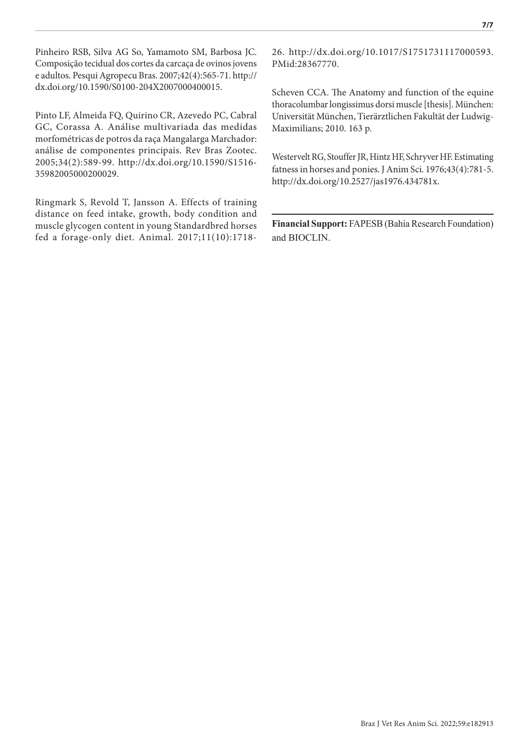Pinheiro RSB, Silva AG So, Yamamoto SM, Barbosa JC. Composição tecidual dos cortes da carcaça de ovinos jovens e adultos. Pesqui Agropecu Bras. 2007;42(4):565-71. http://dx.doi.org/10.1590/S0100-204X2007000400015.

Pinto LF, Almeida FQ, Quirino CR, Azevedo PC, Cabral GC, Corassa A. Análise multivariada das medidas morfométricas de potros da raça Mangalarga Marchador: análise de componentes principais. Rev Bras Zootec. 2005;34(2):589-99. http://dx.doi.org/10.1590/S1516-35982005000200029.

Ringmark S, Revold T, Jansson A. Effects of training distance on feed intake, growth, body condition and muscle glycogen content in young Standardbred horses fed a forage-only diet. Animal. 2017;11(10):1718-26. http://dx.doi.org/10.1017/S1751731117000593. PMid:28367770.

Scheven CCA. The Anatomy and function of the equine thoracolumbar longissimus dorsi muscle [thesis]. München: Universität München, Tierärztlichen Fakultät der Ludwig-Maximilians; 2010. 163 p.

Westervelt RG, Stouffer JR, Hintz HF, Schryver HF. Estimating fatness in horses and ponies. J Anim Sci. 1976;43(4):781-5. http://dx.doi.org/10.2527/jas1976.434781x.

**Financial Support:** FAPESB (Bahia Research Foundation) and BIOCLIN.